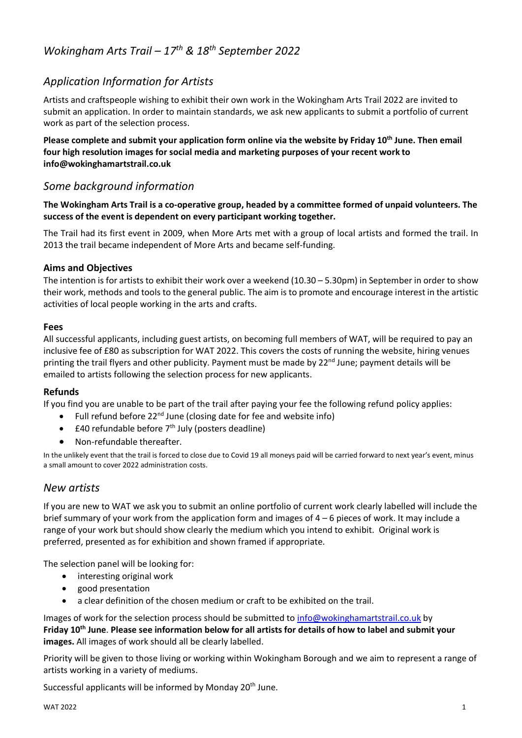# *Wokingham Arts Trail – 17th & 18th September 2022*

## *Application Information for Artists*

Artists and craftspeople wishing to exhibit their own work in the Wokingham Arts Trail 2022 are invited to submit an application. In order to maintain standards, we ask new applicants to submit a portfolio of current work as part of the selection process.

**Please complete and submit your application form online via the website by Friday 10th June. Then email four high resolution images for social media and marketing purposes of your recent work to info@wokinghamartstrail.co.uk**

## *Some background information*

**The Wokingham Arts Trail is a co-operative group, headed by a committee formed of unpaid volunteers. The success of the event is dependent on every participant working together.**

The Trail had its first event in 2009, when More Arts met with a group of local artists and formed the trail. In 2013 the trail became independent of More Arts and became self-funding.

### Aims and Objectives

The intention is for artists to exhibit their work over a weekend (10.30 – 5.30pm) in September in order to show their work, methods and tools to the general public. The aim is to promote and encourage interest in the artistic activities of local people working in the arts and crafts.

### Fees

All successful applicants, including guest artists, on becoming full members of WAT, will be required to pay an inclusive fee of £80 as subscription for WAT 2022. This covers the costs of running the website, hiring venues printing the trail flyers and other publicity. Payment must be made by 22nd June; payment details will be emailed to artists following the selection process for new applicants.

### Refunds

If you find you are unable to be part of the trail after paying your fee the following refund policy applies:

- Full refund before 22nd June (closing date for fee and website info)
- £40 refundable before 7th July (posters deadline)
- Non-refundable thereafter.

In the unlikely event that the trail is forced to close due to Covid 19 all moneys paid will be carried forward to next year's event, minus a small amount to cover 2022 administration costs.

## *New artists*

If you are new to WAT we ask you to submit an online portfolio of current work clearly labelled will include the brief summary of your work from the application form and images of 4 – 6 pieces of work. It may include a range of your work but should show clearly the medium which you intend to exhibit. Original work is preferred, presented as for exhibition and shown framed if appropriate.

The selection panel will be looking for:

- interesting original work
- good presentation
- a clear definition of the chosen medium or craft to be exhibited on the trail.

Images of work for the selection process should be submitted to info@wokinghamartstrail.co.uk by **Friday 10th June**. **Please see information below for all artists for details of how to label and submit your images.** All images of work should all be clearly labelled.

Priority will be given to those living or working within Wokingham Borough and we aim to represent a range of artists working in a variety of mediums.

Successful applicants will be informed by Monday 20th June.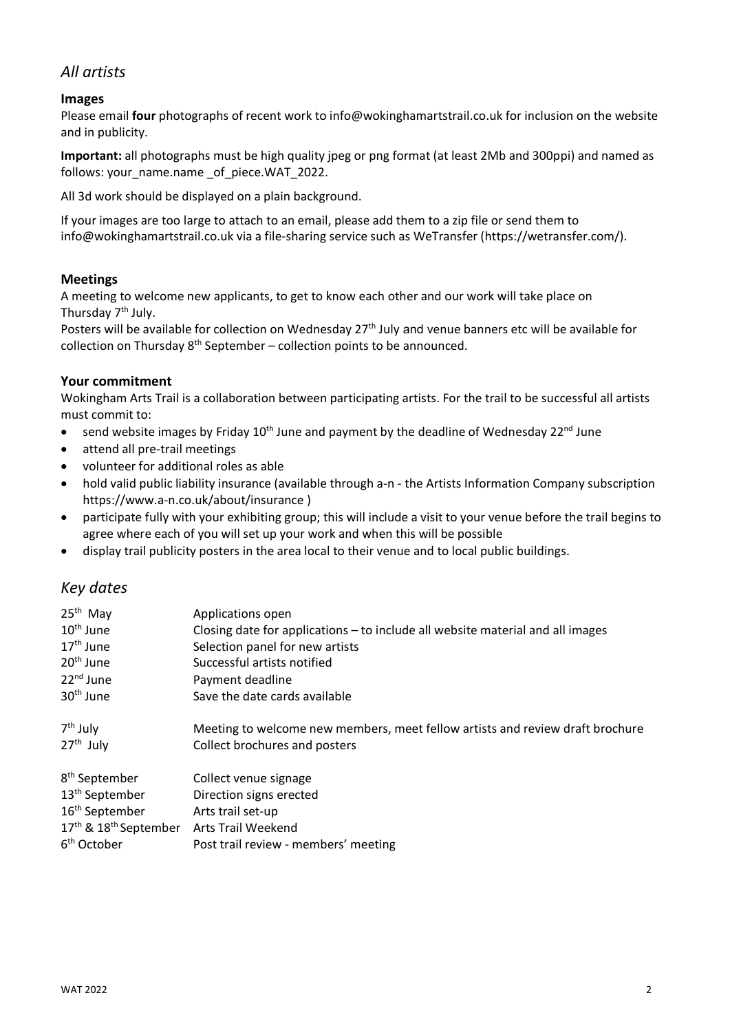## *All artists*

### Images

Please email **four** photographs of recent work to info@wokinghamartstrail.co.uk for inclusion on the website and in publicity.

**Important:** all photographs must be high quality jpeg or png format (at least 2Mb and 300ppi) and named as follows: your_name.name _of_piece.WAT_2022.

All 3d work should be displayed on a plain background.

If your images are too large to attach to an email, please add them to a zip file or send them to info@wokinghamartstrail.co.uk via a file-sharing service such as WeTransfer (https://wetransfer.com/).

### Meetings

A meeting to welcome new applicants, to get to know each other and our work will take place on Thursday 7th July.

Posters will be available for collection on Wednesday 27th July and venue banners etc will be available for collection on Thursday 8th September – collection points to be announced.

### Your commitment

Wokingham Arts Trail is a collaboration between participating artists. For the trail to be successful all artists must commit to:

- send website images by Friday 10th June and payment by the deadline of Wednesday 22nd June
- attend all pre-trail meetings
- volunteer for additional roles as able
- hold valid public liability insurance (available through a-n - the Artists Information Company subscription https://www.a-n.co.uk/about/insurance )
- participate fully with your exhibiting group; this will include a visit to your venue before the trail begins to agree where each of you will set up your work and when this will be possible
- display trail publicity posters in the area local to their venue and to local public buildings.

## *Key dates*

| | |
|---|---|
| 25th May | Applications open |
| 10th June | Closing date for applications – to include all website material and all images |
| 17th June | Selection panel for new artists |
| 20th June | Successful artists notified |
| 22nd June | Payment deadline |
| 30th June | Save the date cards available |
| 7th July | Meeting to welcome new members, meet fellow artists and review draft brochure |
| 27th July | Collect brochures and posters |
| 8th September | Collect venue signage |
| 13th September | Direction signs erected |
| 16th September | Arts trail set-up |
| 17th & 18th September | Arts Trail Weekend |
| 6th October | Post trail review - members' meeting |